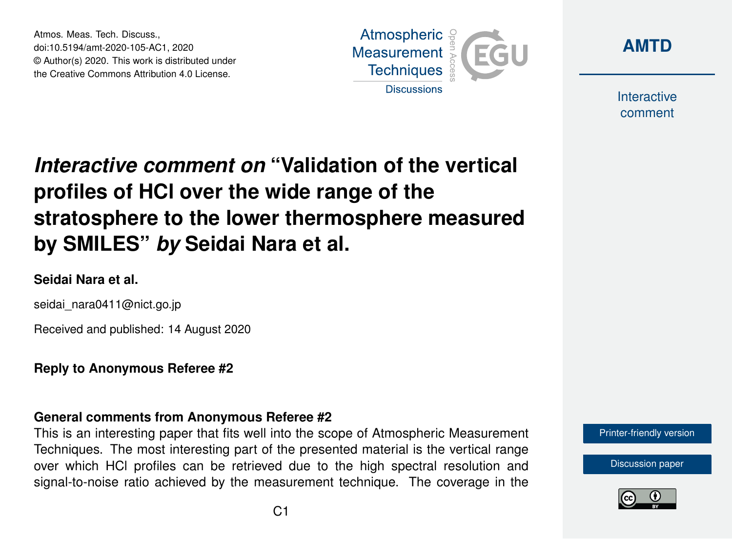Atmos. Meas. Tech. Discuss.,
doi:10.5194/amt-2020-105-AC1, 2020
© Author(s) 2020. This work is distributed under
the Creative Commons Attribution 4.0 License.

# *Interactive comment on* "Validation of the vertical profiles of HCl over the wide range of the stratosphere to the lower thermosphere measured by SMILES" *by* Seidai Nara et al.

**Seidai Nara et al.**

seidai_nara0411@nict.go.jp

Received and published: 14 August 2020

**Reply to Anonymous Referee #2**

**General comments from Anonymous Referee #2**

This is an interesting paper that fits well into the scope of Atmospheric Measurement Techniques. The most interesting part of the presented material is the vertical range over which HCl profiles can be retrieved due to the high spectral resolution and signal-to-noise ratio achieved by the measurement technique. The coverage in the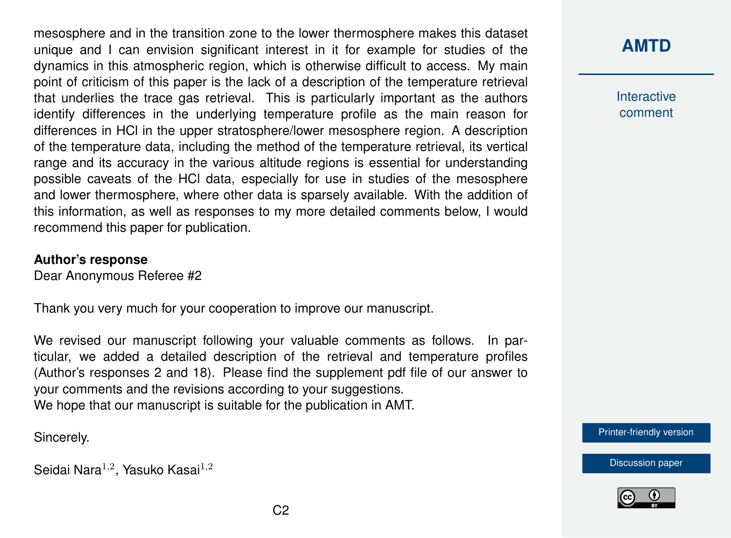mesosphere and in the transition zone to the lower thermosphere makes this dataset unique and I can envision significant interest in it for example for studies of the dynamics in this atmospheric region, which is otherwise difficult to access. My main point of criticism of this paper is the lack of a description of the temperature retrieval that underlies the trace gas retrieval. This is particularly important as the authors identify differences in the underlying temperature profile as the main reason for differences in HCl in the upper stratosphere/lower mesosphere region. A description of the temperature data, including the method of the temperature retrieval, its vertical range and its accuracy in the various altitude regions is essential for understanding possible caveats of the HCl data, especially for use in studies of the mesosphere and lower thermosphere, where other data is sparsely available. With the addition of this information, as well as responses to my more detailed comments below, I would recommend this paper for publication.

**Author's response**

Dear Anonymous Referee #2

Thank you very much for your cooperation to improve our manuscript.

We revised our manuscript following your valuable comments as follows. In particular, we added a detailed description of the retrieval and temperature profiles (Author's responses 2 and 18). Please find the supplement pdf file of our answer to your comments and the revisions according to your suggestions.
We hope that our manuscript is suitable for the publication in AMT.

Sincerely.

Seidai Nara[1,2], Yasuko Kasai[1,2]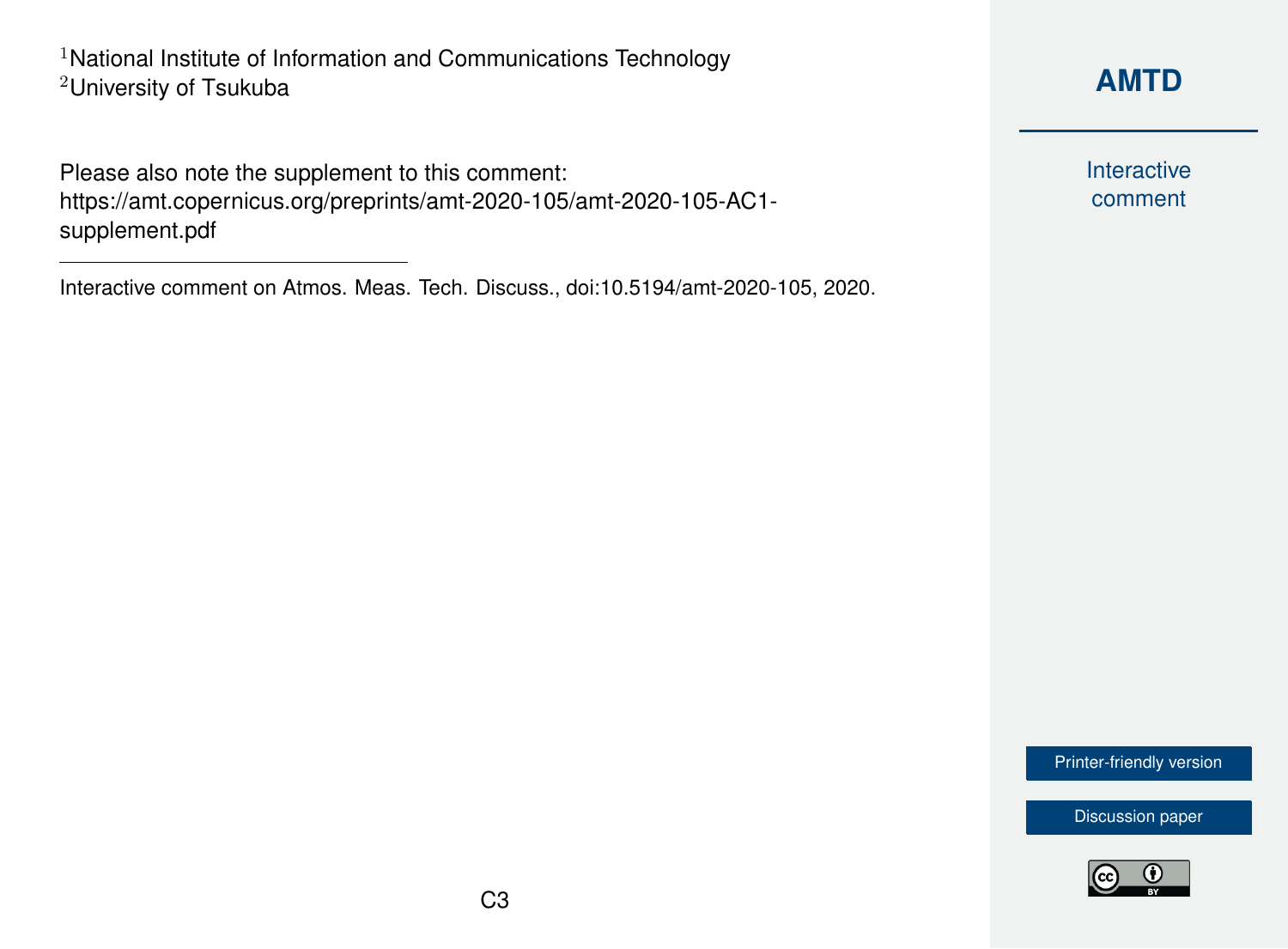[1]National Institute of Information and Communications Technology
[2]University of Tsukuba

Please also note the supplement to this comment:
https://amt.copernicus.org/preprints/amt-2020-105/amt-2020-105-AC1-supplement.pdf

---

Interactive comment on Atmos. Meas. Tech. Discuss., doi:10.5194/amt-2020-105, 2020.